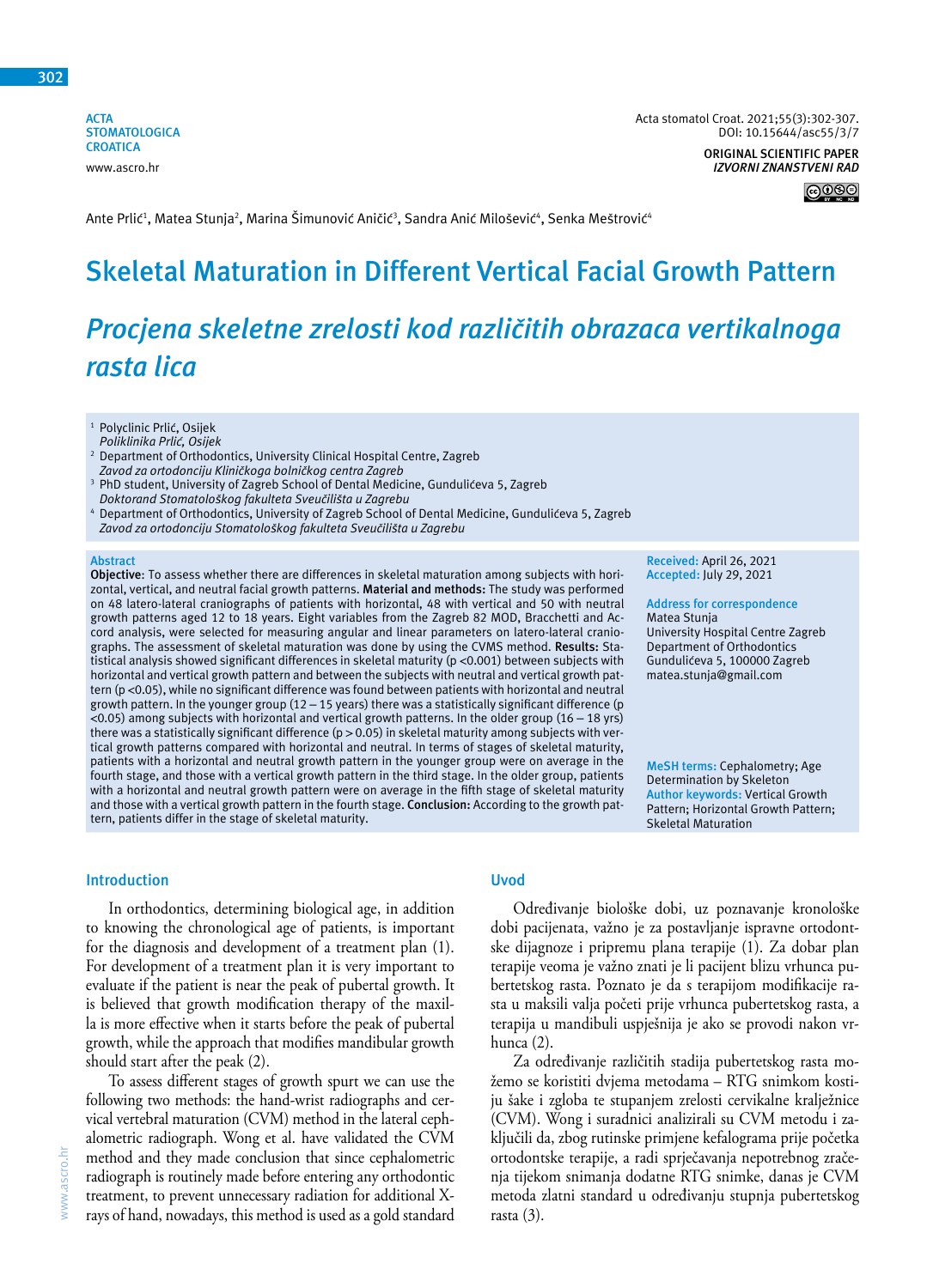ACTA STOMATOLOGICA CROATICA
www.ascro.hr

Acta stomatol Croat. 2021;55(3):302-307.
DOI: 10.15644/asc55/3/7

ORIGINAL SCIENTIFIC PAPER
*IZVORNI ZNANSTVENI RAD*

Ante Prlić[1], Matea Stunja[2], Marina Šimunović Aničić[3], Sandra Anić Milošević[4], Senka Meštrović[4]

# Skeletal Maturation in Different Vertical Facial Growth Pattern

# *Procjena skeletne zrelosti kod različitih obrazaca vertikalnoga rasta lica*

[1] Polyclinic Prlić, Osijek
*Poliklinika Prlić, Osijek*
[2] Department of Orthodontics, University Clinical Hospital Centre, Zagreb
*Zavod za ortodonciju Kliničkoga bolničkog centra Zagreb*
[3] PhD student, University of Zagreb School of Dental Medicine, Gundulićeva 5, Zagreb
*Doktorand Stomatološkog fakulteta Sveučilišta u Zagrebu*
[4] Department of Orthodontics, University of Zagreb School of Dental Medicine, Gundulićeva 5, Zagreb
*Zavod za ortodonciju Stomatološkog fakulteta Sveučilišta u Zagrebu*

## Abstract

**Objective**: To assess whether there are differences in skeletal maturation among subjects with horizontal, vertical, and neutral facial growth patterns. **Material and methods:** The study was performed on 48 latero-lateral craniographs of patients with horizontal, 48 with vertical and 50 with neutral growth patterns aged 12 to 18 years. Eight variables from the Zagreb 82 MOD, Bracchetti and Accord analysis, were selected for measuring angular and linear parameters on latero-lateral craniographs. The assessment of skeletal maturation was done by using the CVMS method. **Results:** Statistical analysis showed significant differences in skeletal maturity ($p < 0.001$) between subjects with horizontal and vertical growth pattern and between the subjects with neutral and vertical growth pattern ($p < 0.05$), while no significant difference was found between patients with horizontal and neutral growth pattern. In the younger group (12 – 15 years) there was a statistically significant difference ($p < 0.05$) among subjects with horizontal and vertical growth patterns. In the older group (16 – 18 yrs) there was a statistically significant difference ($p > 0.05$) in skeletal maturity among subjects with vertical growth patterns compared with horizontal and neutral. In terms of stages of skeletal maturity, patients with a horizontal and neutral growth pattern in the younger group were on average in the fourth stage, and those with a vertical growth pattern in the third stage. In the older group, patients with a horizontal and neutral growth pattern were on average in the fifth stage of skeletal maturity and those with a vertical growth pattern in the fourth stage. **Conclusion:** According to the growth pattern, patients differ in the stage of skeletal maturity.

**Received:** April 26, 2021
**Accepted:** July 29, 2021

**Address for correspondence**
Matea Stunja
University Hospital Centre Zagreb
Department of Orthodontics
Gundulićeva 5, 100000 Zagreb
matea.stunja@gmail.com

**MeSH terms:** Cephalometry; Age Determination by Skeleton
**Author keywords:** Vertical Growth Pattern; Horizontal Growth Pattern; Skeletal Maturation

## Introduction

In orthodontics, determining biological age, in addition to knowing the chronological age of patients, is important for the diagnosis and development of a treatment plan (1). For development of a treatment plan it is very important to evaluate if the patient is near the peak of pubertal growth. It is believed that growth modification therapy of the maxilla is more effective when it starts before the peak of pubertal growth, while the approach that modifies mandibular growth should start after the peak (2).

To assess different stages of growth spurt we can use the following two methods: the hand-wrist radiographs and cervical vertebral maturation (CVM) method in the lateral cephalometric radiograph. Wong et al. have validated the CVM method and they made conclusion that since cephalometric radiograph is routinely made before entering any orthodontic treatment, to prevent unnecessary radiation for additional X-rays of hand, nowadays, this method is used as a gold standard

## Uvod

Određivanje biološke dobi, uz poznavanje kronološke dobi pacijenata, važno je za postavljanje ispravne ortodontske dijagnoze i pripremu plana terapije (1). Za dobar plan terapije veoma je važno znati je li pacijent blizu vrhunca pubertetskog rasta. Poznato je da s terapijom modifikacije rasta u maksili valja početi prije vrhunca pubertetskog rasta, a terapija u mandibuli uspješnija je ako se provodi nakon vrhunca (2).

Za određivanje različitih stadija pubertetskog rasta možemo se koristiti dvjema metodama – RTG snimkom kostiju šake i zgloba te stupanjem zrelosti cervikalne kralježnice (CVM). Wong i suradnici analizirali su CVM metodu i zaključili da, zbog rutinske primjene kefalograma prije početka ortodontske terapije, a radi sprječavanja nepotrebnog zračenja tijekom snimanja dodatne RTG snimke, danas je CVM metoda zlatni standard u određivanju stupnja pubertetskog rasta (3).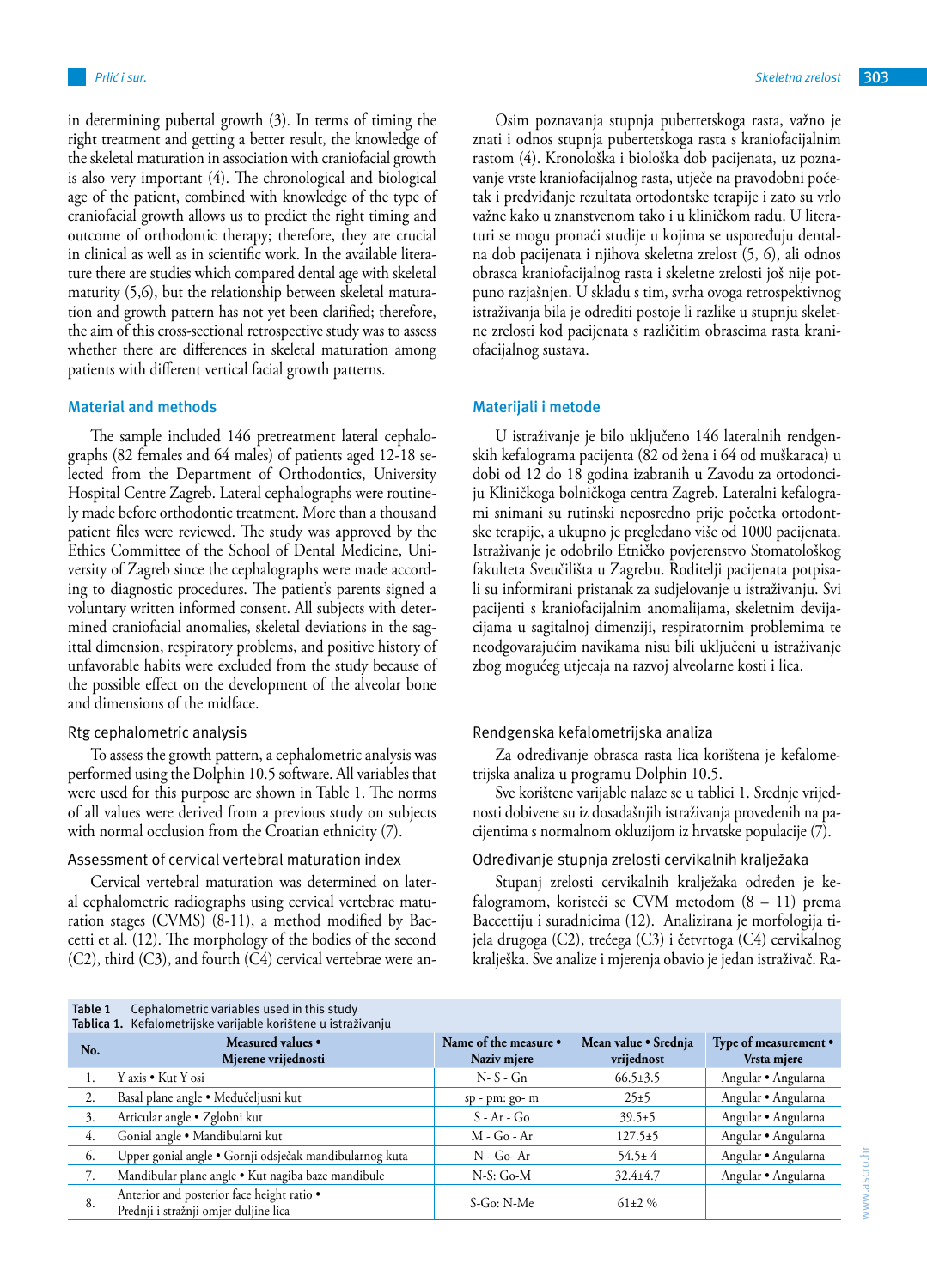in determining pubertal growth (3). In terms of timing the right treatment and getting a better result, the knowledge of the skeletal maturation in association with craniofacial growth is also very important (4). The chronological and biological age of the patient, combined with knowledge of the type of craniofacial growth allows us to predict the right timing and outcome of orthodontic therapy; therefore, they are crucial in clinical as well as in scientific work. In the available literature there are studies which compared dental age with skeletal maturity (5,6), but the relationship between skeletal maturation and growth pattern has not yet been clarified; therefore, the aim of this cross-sectional retrospective study was to assess whether there are differences in skeletal maturation among patients with different vertical facial growth patterns.

## Material and methods

The sample included 146 pretreatment lateral cephalographs (82 females and 64 males) of patients aged 12-18 selected from the Department of Orthodontics, University Hospital Centre Zagreb. Lateral cephalographs were routinely made before orthodontic treatment. More than a thousand patient files were reviewed. The study was approved by the Ethics Committee of the School of Dental Medicine, University of Zagreb since the cephalographs were made according to diagnostic procedures. The patient's parents signed a voluntary written informed consent. All subjects with determined craniofacial anomalies, skeletal deviations in the sagittal dimension, respiratory problems, and positive history of unfavorable habits were excluded from the study because of the possible effect on the development of the alveolar bone and dimensions of the midface.

### Rtg cephalometric analysis

To assess the growth pattern, a cephalometric analysis was performed using the Dolphin 10.5 software. All variables that were used for this purpose are shown in Table 1. The norms of all values were derived from a previous study on subjects with normal occlusion from the Croatian ethnicity (7).

### Assessment of cervical vertebral maturation index

Cervical vertebral maturation was determined on lateral cephalometric radiographs using cervical vertebrae maturation stages (CVMS) (8-11), a method modified by Baccetti et al. (12). The morphology of the bodies of the second (C2), third (C3), and fourth (C4) cervical vertebrae were an-

Osim poznavanja stupnja pubertetskoga rasta, važno je znati i odnos stupnja pubertetskoga rasta s kraniofacijalnim rastom (4). Kronološka i biološka dob pacijenata, uz poznavanje vrste kraniofacijalnog rasta, utječe na pravodobni početak i predviđanje rezultata ortodontske terapije i zato su vrlo važne kako u znanstvenom tako i u kliničkom radu. U literaturi se mogu pronaći studije u kojima se uspoređuju dentalna dob pacijenata i njihova skeletna zrelost (5, 6), ali odnos obrasca kraniofacijalnog rasta i skeletne zrelosti još nije potpuno razjašnjen. U skladu s tim, svrha ovoga retrospektivnog istraživanja bila je odrediti postoje li razlike u stupnju skeletne zrelosti kod pacijenata s različitim obrascima rasta kraniofacijalnog sustava.

## Materijali i metode

U istraživanje je bilo uključeno 146 lateralnih rendgenskih kefalograma pacijenta (82 od žena i 64 od muškaraca) u dobi od 12 do 18 godina izabranih u Zavodu za ortodonciju Kliničkoga bolničkoga centra Zagreb. Lateralni kefalogrami snimani su rutinski neposredno prije početka ortodontske terapije, a ukupno je pregledano više od 1000 pacijenata. Istraživanje je odobrilo Etničko povjerenstvo Stomatološkog fakulteta Sveučilišta u Zagrebu. Roditelji pacijenata potpisali su informirani pristanak za sudjelovanje u istraživanju. Svi pacijenti s kraniofacijalnim anomalijama, skeletnim devijacijama u sagitalnoj dimenziji, respiratornim problemima te neodgovarajućim navikama nisu bili uključeni u istraživanje zbog mogućeg utjecaja na razvoj alveolarne kosti i lica.

### Rendgenska kefalometrijska analiza

Za određivanje obrasca rasta lica korištena je kefalometrijska analiza u programu Dolphin 10.5.

Sve korištene varijable nalaze se u tablici 1. Srednje vrijednosti dobivene su iz dosadašnjih istraživanja provedenih na pacijentima s normalnom okluzijom iz hrvatske populacije (7).

### Određivanje stupnja zrelosti cervikalnih kralježaka

Stupanj zrelosti cervikalnih kralježaka određen je kefalogramom, koristeći se CVM metodom (8 – 11) prema Baccettiju i suradnicima (12). Analizirana je morfologija tijela drugoga (C2), trećega (C3) i četvrtoga (C4) cervikalnog kralješka. Sve analize i mjerenja obavio je jedan istraživač. Ra-

Table 1 Cephalometric variables used in this study
Tablica 1. Kefalometrijske varijable korištene u istraživanju

| No. | Measured values • Mjerene vrijednosti | Name of the measure • Naziv mjere | Mean value • Srednja vrijednost | Type of measurement • Vrsta mjere |
|---|---|---|---|---|
| 1. | Y axis • Kut Y osi | N- S - Gn | 66.5±3.5 | Angular • Angularna |
| 2. | Basal plane angle • Međučeljusni kut | sp - pm: go- m | 25±5 | Angular • Angularna |
| 3. | Articular angle • Zglobni kut | S - Ar - Go | 39.5±5 | Angular • Angularna |
| 4. | Gonial angle • Mandibularni kut | M - Go - Ar | 127.5±5 | Angular • Angularna |
| 6. | Upper gonial angle • Gornji odsječak mandibularnog kuta | N - Go- Ar | 54.5± 4 | Angular • Angularna |
| 7. | Mandibular plane angle • Kut nagiba baze mandibule | N-S: Go-M | 32.4±4.7 | Angular • Angularna |
| 8. | Anterior and posterior face height ratio • Prednji i stražnji omjer duljine lica | S-Go: N-Me | 61±2 % | |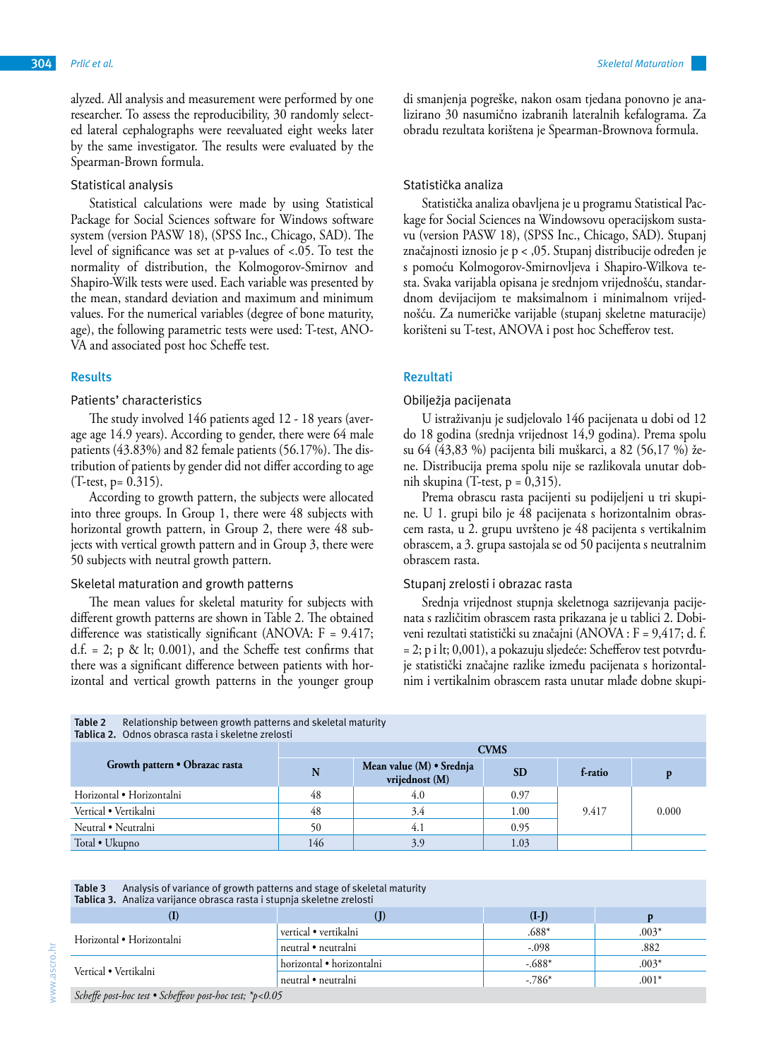alyzed. All analysis and measurement were performed by one researcher. To assess the reproducibility, 30 randomly selected lateral cephalographs were reevaluated eight weeks later by the same investigator. The results were evaluated by the Spearman-Brown formula.

### Statistical analysis

Statistical calculations were made by using Statistical Package for Social Sciences software for Windows software system (version PASW 18), (SPSS Inc., Chicago, SAD). The level of significance was set at p-values of <.05. To test the normality of distribution, the Kolmogorov-Smirnov and Shapiro-Wilk tests were used. Each variable was presented by the mean, standard deviation and maximum and minimum values. For the numerical variables (degree of bone maturity, age), the following parametric tests were used: T-test, ANOVA and associated post hoc Scheffe test.

## Results

### Patients' characteristics

The study involved 146 patients aged 12 - 18 years (average age 14.9 years). According to gender, there were 64 male patients (43.83%) and 82 female patients (56.17%). The distribution of patients by gender did not differ according to age (T-test, p= 0.315).

According to growth pattern, the subjects were allocated into three groups. In Group 1, there were 48 subjects with horizontal growth pattern, in Group 2, there were 48 subjects with vertical growth pattern and in Group 3, there were 50 subjects with neutral growth pattern.

### Skeletal maturation and growth patterns

The mean values for skeletal maturity for subjects with different growth patterns are shown in Table 2. The obtained difference was statistically significant (ANOVA: F = 9.417; d.f. = 2; p & lt; 0.001), and the Scheffe test confirms that there was a significant difference between patients with horizontal and vertical growth patterns in the younger group

di smanjenja pogreške, nakon osam tjedana ponovno je analizirano 30 nasumično izabranih lateralnih kefalograma. Za obradu rezultata korištena je Spearman-Brownova formula.

### Statistička analiza

Statistička analiza obavljena je u programu Statistical Package for Social Sciences na Windowsovu operacijskom sustavu (version PASW 18), (SPSS Inc., Chicago, SAD). Stupanj značajnosti iznosio je p < ,05. Stupanj distribucije određen je s pomoću Kolmogorov-Smirnovljeva i Shapiro-Wilkova testa. Svaka varijabla opisana je srednjom vrijednošću, standardnom devijacijom te maksimalnom i minimalnom vrijednošću. Za numeričke varijable (stupanj skeletne maturacije) korišteni su T-test, ANOVA i post hoc Schefferov test.

## Rezultati

### Obilježja pacijenata

U istraživanju je sudjelovalo 146 pacijenata u dobi od 12 do 18 godina (srednja vrijednost 14,9 godina). Prema spolu su 64 (43,83 %) pacijenta bili muškarci, a 82 (56,17 %) žene. Distribucija prema spolu nije se razlikovala unutar dobnih skupina (T-test, p = 0,315).

Prema obrascu rasta pacijenti su podijeljeni u tri skupine. U 1. grupi bilo je 48 pacijenata s horizontalnim obrascem rasta, u 2. grupu uvršteno je 48 pacijenta s vertikalnim obrascem, a 3. grupa sastojala se od 50 pacijenta s neutralnim obrascem rasta.

### Stupanj zrelosti i obrazac rasta

Srednja vrijednost stupnja skeletnoga sazrijevanja pacijenata s različitim obrascem rasta prikazana je u tablici 2. Dobiveni rezultati statistički su značajni (ANOVA : F = 9,417; d. f. = 2; p i lt; 0,001), a pokazuju sljedeće: Schefferov test potvrđuje statistički značajne razlike između pacijenata s horizontalnim i vertikalnim obrascem rasta unutar mlađe dobne skupi-

**Table 2** Relationship between growth patterns and skeletal maturity
**Tablica 2.** Odnos obrasca rasta i skeletne zrelosti

| Growth pattern • Obrazac rasta | CVMS | | | | |
|---|---|---|---|---|---|
| | N | Mean value (M) • Srednja vrijednost (M) | SD | f-ratio | p |
| Horizontal • Horizontalni | 48 | 4.0 | 0.97 | 9.417 | 0.000 |
| Vertical • Vertikalni | 48 | 3.4 | 1.00 | | |
| Neutral • Neutralni | 50 | 4.1 | 0.95 | | |
| Total • Ukupno | 146 | 3.9 | 1.03 | | |

**Table 3** Analysis of variance of growth patterns and stage of skeletal maturity
**Tablica 3.** Analiza varijance obrasca rasta i stupnja skeletne zrelosti

| (I) | (J) | (I-J) | p |
|---|---|---|---|
| Horizontal • Horizontalni | vertical • vertikalni | .688* | .003* |
| | neutral • neutralni | -.098 | .882 |
| Vertical • Vertikalni | horizontal • horizontalni | -.688* | .003* |
| | neutral • neutralni | -.786* | .001* |

*Scheffe post-hoc test • Scheffeov post-hoc test; *p<0.05*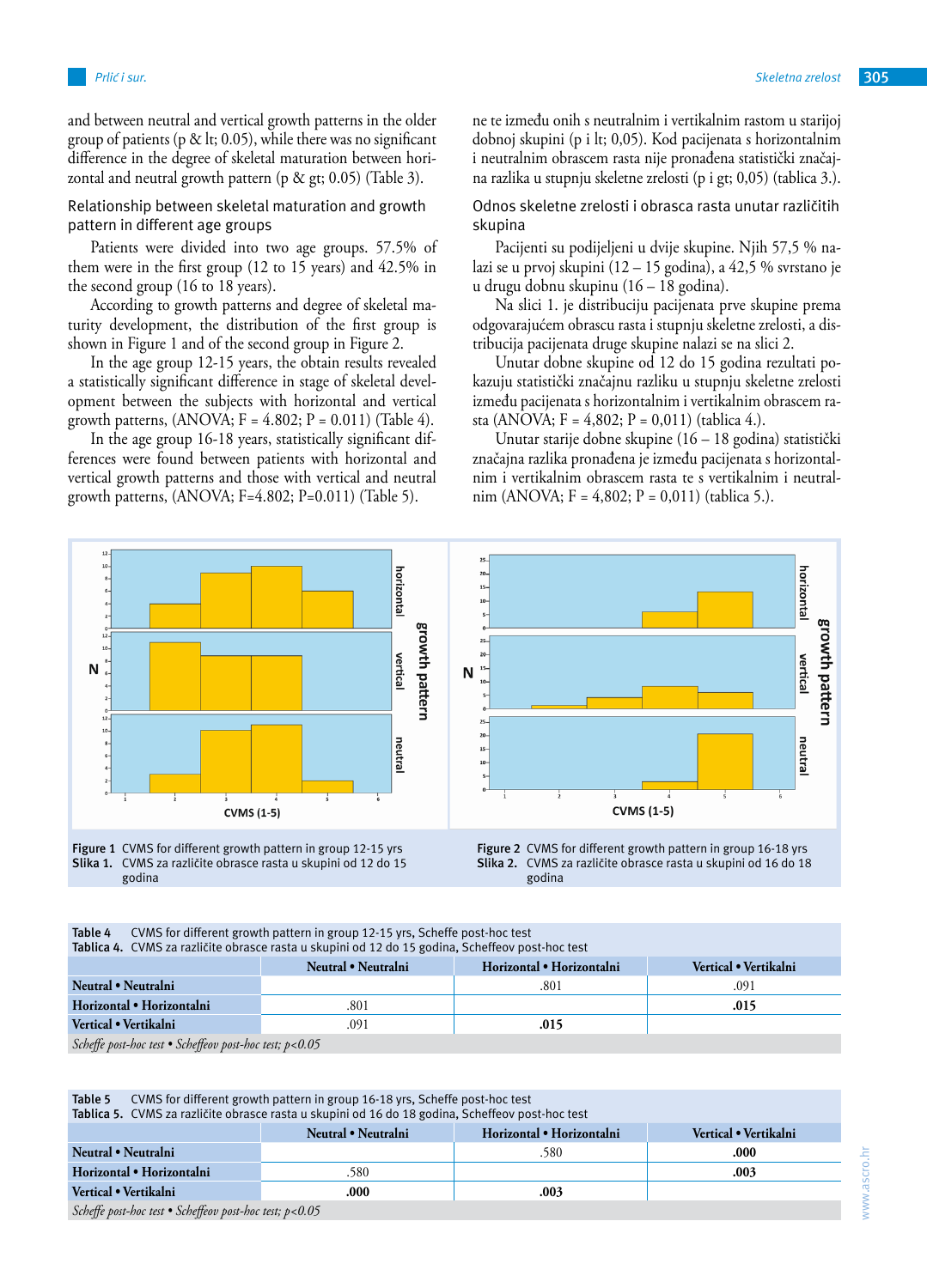and between neutral and vertical growth patterns in the older group of patients (p & lt; 0.05), while there was no significant difference in the degree of skeletal maturation between horizontal and neutral growth pattern (p & gt; 0.05) (Table 3).

### Relationship between skeletal maturation and growth pattern in different age groups

Patients were divided into two age groups. 57.5% of them were in the first group (12 to 15 years) and 42.5% in the second group (16 to 18 years).

According to growth patterns and degree of skeletal maturity development, the distribution of the first group is shown in Figure 1 and of the second group in Figure 2.

In the age group 12-15 years, the obtain results revealed a statistically significant difference in stage of skeletal development between the subjects with horizontal and vertical growth patterns, (ANOVA; F = 4.802; P = 0.011) (Table 4).

In the age group 16-18 years, statistically significant differences were found between patients with horizontal and vertical growth patterns and those with vertical and neutral growth patterns, (ANOVA; F=4.802; P=0.011) (Table 5).

ne te između onih s neutralnim i vertikalnim rastom u starijoj dobnoj skupini (p i lt; 0,05). Kod pacijenata s horizontalnim i neutralnim obrascem rasta nije pronađena statistički značajna razlika u stupnju skeletne zrelosti (p i gt; 0,05) (tablica 3.).

### Odnos skeletne zrelosti i obrasca rasta unutar različitih skupina

Pacijenti su podijeljeni u dvije skupine. Njih 57,5 % nalazi se u prvoj skupini (12 – 15 godina), a 42,5 % svrstano je u drugu dobnu skupinu (16 – 18 godina).

Na slici 1. je distribuciju pacijenata prve skupine prema odgovarajućem obrascu rasta i stupnju skeletne zrelosti, a distribucija pacijenata druge skupine nalazi se na slici 2.

Unutar dobne skupine od 12 do 15 godina rezultati pokazuju statistički značajnu razliku u stupnju skeletne zrelosti između pacijenata s horizontalnim i vertikalnim obrascem rasta (ANOVA; F = 4,802; P = 0,011) (tablica 4.).

Unutar starije dobne skupine (16 – 18 godina) statistički značajna razlika pronađena je između pacijenata s horizontalnim i vertikalnim obrascem rasta te s vertikalnim i neutralnim (ANOVA; F = 4,802; P = 0,011) (tablica 5.).

N
growth pattern
horizontal
vertical
neutral
CVMS (1-5)

**Figure 1** CVMS for different growth pattern in group 12-15 yrs
**Slika 1.** CVMS za različite obrasce rasta u skupini od 12 do 15 godina

N
growth pattern
horizontal
vertical
neutral
CVMS (1-5)

**Figure 2** CVMS for different growth pattern in group 16-18 yrs
**Slika 2.** CVMS za različite obrasce rasta u skupini od 16 do 18 godina

**Table 4** CVMS for different growth pattern in group 12-15 yrs, Scheffe post-hoc test
**Tablica 4.** CVMS za različite obrasce rasta u skupini od 12 do 15 godina, Scheffeov post-hoc test

| | Neutral • Neutralni | Horizontal • Horizontalni | Vertical • Vertikalni |
|---|---|---|---|
| **Neutral • Neutralni** | | .801 | .091 |
| **Horizontal • Horizontalni** | .801 | | **.015** |
| **Vertical • Vertikalni** | .091 | **.015** | |

*Scheffe post-hoc test • Scheffeov post-hoc test; p<0.05*

**Table 5** CVMS for different growth pattern in group 16-18 yrs, Scheffe post-hoc test
**Tablica 5.** CVMS za različite obrasce rasta u skupini od 16 do 18 godina, Scheffeov post-hoc test

| | Neutral • Neutralni | Horizontal • Horizontalni | Vertical • Vertikalni |
|---|---|---|---|
| **Neutral • Neutralni** | | .580 | **.000** |
| **Horizontal • Horizontalni** | .580 | | **.003** |
| **Vertical • Vertikalni** | **.000** | **.003** | |

*Scheffe post-hoc test • Scheffeov post-hoc test; p<0.05*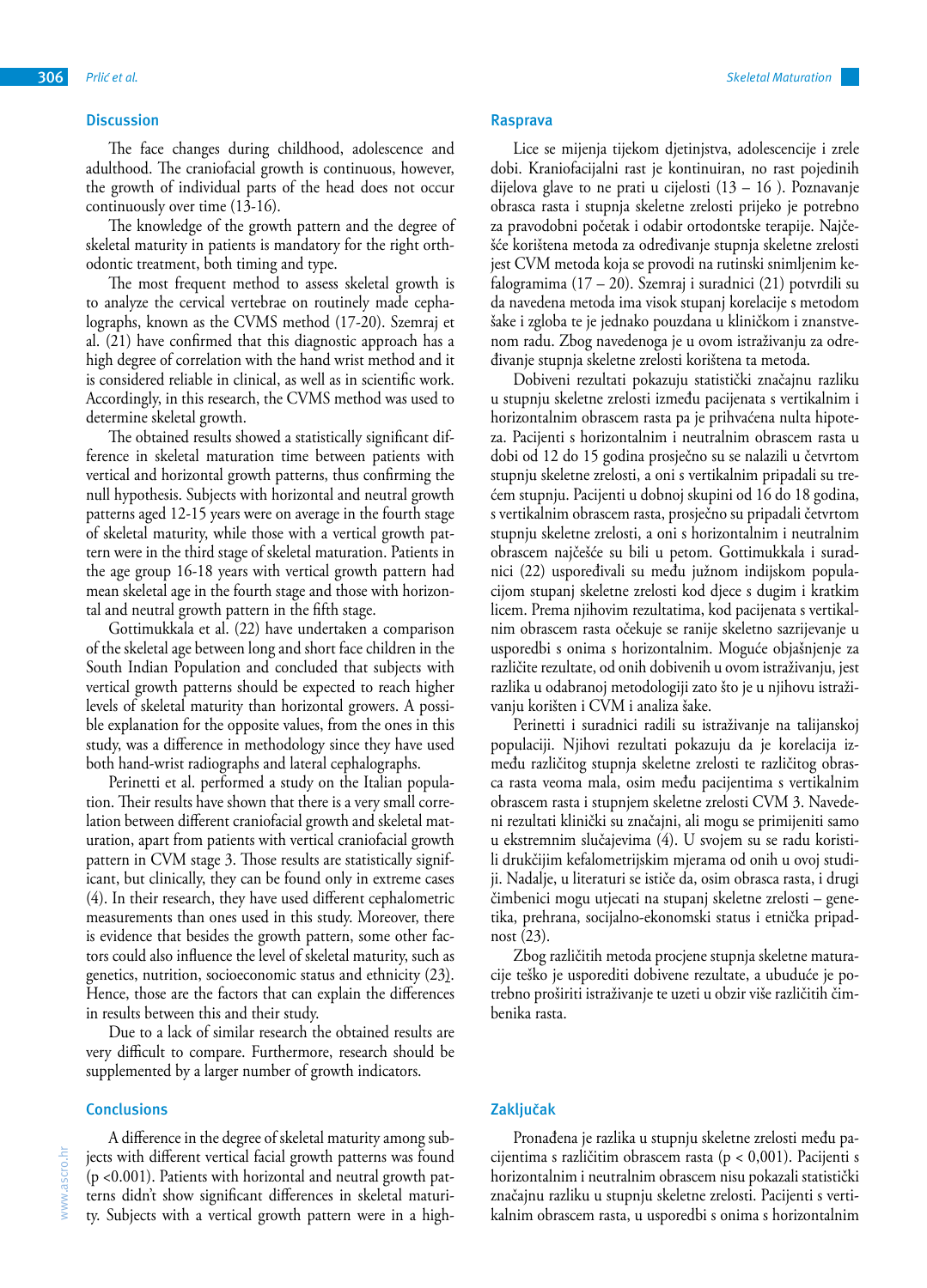## Discussion

The face changes during childhood, adolescence and adulthood. The craniofacial growth is continuous, however, the growth of individual parts of the head does not occur continuously over time (13-16).

The knowledge of the growth pattern and the degree of skeletal maturity in patients is mandatory for the right orthodontic treatment, both timing and type.

The most frequent method to assess skeletal growth is to analyze the cervical vertebrae on routinely made cephalographs, known as the CVMS method (17-20). Szemraj et al. (21) have confirmed that this diagnostic approach has a high degree of correlation with the hand wrist method and it is considered reliable in clinical, as well as in scientific work. Accordingly, in this research, the CVMS method was used to determine skeletal growth.

The obtained results showed a statistically significant difference in skeletal maturation time between patients with vertical and horizontal growth patterns, thus confirming the null hypothesis. Subjects with horizontal and neutral growth patterns aged 12-15 years were on average in the fourth stage of skeletal maturity, while those with a vertical growth pattern were in the third stage of skeletal maturation. Patients in the age group 16-18 years with vertical growth pattern had mean skeletal age in the fourth stage and those with horizontal and neutral growth pattern in the fifth stage.

Gottimukkala et al. (22) have undertaken a comparison of the skeletal age between long and short face children in the South Indian Population and concluded that subjects with vertical growth patterns should be expected to reach higher levels of skeletal maturity than horizontal growers. A possible explanation for the opposite values, from the ones in this study, was a difference in methodology since they have used both hand-wrist radiographs and lateral cephalographs.

Perinetti et al. performed a study on the Italian population. Their results have shown that there is a very small correlation between different craniofacial growth and skeletal maturation, apart from patients with vertical craniofacial growth pattern in CVM stage 3. Those results are statistically significant, but clinically, they can be found only in extreme cases (4). In their research, they have used different cephalometric measurements than ones used in this study. Moreover, there is evidence that besides the growth pattern, some other factors could also influence the level of skeletal maturity, such as genetics, nutrition, socioeconomic status and ethnicity (23). Hence, those are the factors that can explain the differences in results between this and their study.

Due to a lack of similar research the obtained results are very difficult to compare. Furthermore, research should be supplemented by a larger number of growth indicators.

## Conclusions

A difference in the degree of skeletal maturity among subjects with different vertical facial growth patterns was found ($p < 0.001$). Patients with horizontal and neutral growth patterns didn't show significant differences in skeletal maturity. Subjects with a vertical growth pattern were in a high-

## Rasprava

Lice se mijenja tijekom djetinjstva, adolescencije i zrele dobi. Kraniofacijalni rast je kontinuiran, no rast pojedinih dijelova glave to ne prati u cijelosti (13 – 16 ). Poznavanje obrasca rasta i stupnja skeletne zrelosti prijeko je potrebno za pravodobni početak i odabir ortodontske terapije. Najčešće korištena metoda za određivanje stupnja skeletne zrelosti jest CVM metoda koja se provodi na rutinski snimljenim kefalogramima (17 – 20). Szemraj i suradnici (21) potvrdili su da navedena metoda ima visok stupanj korelacije s metodom šake i zgloba te je jednako pouzdana u kliničkom i znanstvenom radu. Zbog navedenoga je u ovom istraživanju za određivanje stupnja skeletne zrelosti korištena ta metoda.

Dobiveni rezultati pokazuju statistički značajnu razliku u stupnju skeletne zrelosti između pacijenata s vertikalnim i horizontalnim obrascem rasta pa je prihvaćena nulta hipoteza. Pacijenti s horizontalnim i neutralnim obrascem rasta u dobi od 12 do 15 godina prosječno su se nalazili u četvrtom stupnju skeletne zrelosti, a oni s vertikalnim pripadali su trećem stupnju. Pacijenti u dobnoj skupini od 16 do 18 godina, s vertikalnim obrascem rasta, prosječno su pripadali četvrtom stupnju skeletne zrelosti, a oni s horizontalnim i neutralnim obrascem najčešće su bili u petom. Gottimukkala i suradnici (22) uspoređivali su među južnom indijskom populacijom stupanj skeletne zrelosti kod djece s dugim i kratkim licem. Prema njihovim rezultatima, kod pacijenata s vertikalnim obrascem rasta očekuje se ranije skeletno sazrijevanje u usporedbi s onima s horizontalnim. Moguće objašnjenje za različite rezultate, od onih dobivenih u ovom istraživanju, jest razlika u odabranoj metodologiji zato što je u njihovu istraživanju korišten i CVM i analiza šake.

Perinetti i suradnici radili su istraživanje na talijanskoj populaciji. Njihovi rezultati pokazuju da je korelacija između različitog stupnja skeletne zrelosti te različitog obrasca rasta veoma mala, osim među pacijentima s vertikalnim obrascem rasta i stupnjem skeletne zrelosti CVM 3. Navedeni rezultati klinički su značajni, ali mogu se primijeniti samo u ekstremnim slučajevima (4). U svojem su se radu koristili drukčijim kefalometrijskim mjerama od onih u ovoj studiji. Nadalje, u literaturi se ističe da, osim obrasca rasta, i drugi čimbenici mogu utjecati na stupanj skeletne zrelosti – genetika, prehrana, socijalno-ekonomski status i etnička pripadnost (23).

Zbog različitih metoda procjene stupnja skeletne maturacije teško je usporediti dobivene rezultate, a ubuduće je potrebno proširiti istraživanje te uzeti u obzir više različitih čimbenika rasta.

## Zaključak

Pronađena je razlika u stupnju skeletne zrelosti među pacijentima s različitim obrascem rasta ($p < 0,001$). Pacijenti s horizontalnim i neutralnim obrascem nisu pokazali statistički značajnu razliku u stupnju skeletne zrelosti. Pacijenti s vertikalnim obrascem rasta, u usporedbi s onima s horizontalnim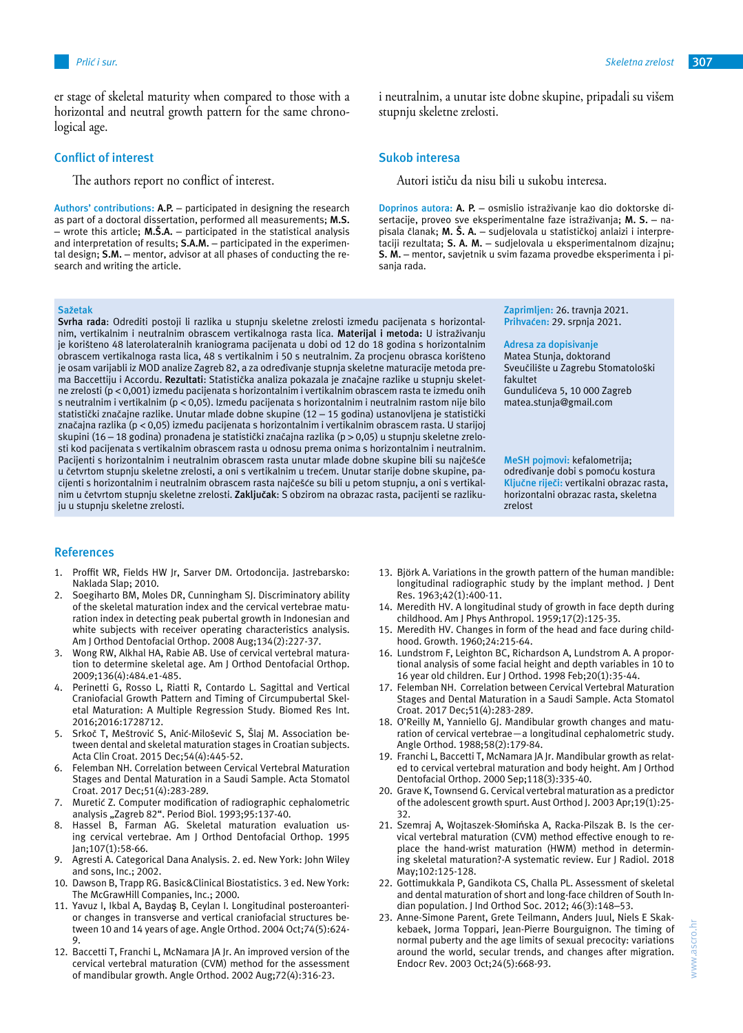er stage of skeletal maturity when compared to those with a horizontal and neutral growth pattern for the same chronological age.

## Conflict of interest

The authors report no conflict of interest.

**Authors' contributions:** **A.P.** – participated in designing the research as part of a doctoral dissertation, performed all measurements; **M.S.** – wrote this article; **M.Š.A.** – participated in the statistical analysis and interpretation of results; **S.A.M.** – participated in the experimental design; **S.M.** – mentor, advisor at all phases of conducting the research and writing the article.

i neutralnim, a unutar iste dobne skupine, pripadali su višem stupnju skeletne zrelosti.

## Sukob interesa

Autori ističu da nisu bili u sukobu interesa.

**Doprinos autora:** **A. P.** – osmislio istraživanje kao dio doktorske disertacije, proveo sve eksperimentalne faze istraživanja; **M. S.** – napisala članak; **M. Š. A.** – sudjelovala u statističkoj anlaizi i interpretaciji rezultata; **S. A. M.** – sudjelovala u eksperimentalnom dizajnu; **S. M.** – mentor, savjetnik u svim fazama provedbe eksperimenta i pisanja rada.

**Sažetak**

**Svrha rada**: Odrediti postoji li razlika u stupnju skeletne zrelosti između pacijenata s horizontalnim, vertikalnim i neutralnim obrascem vertikalnoga rasta lica. **Materijal i metoda:** U istraživanju je korišteno 48 laterolateralnih kraniograma pacijenata u dobi od 12 do 18 godina s horizontalnim obrascem vertikalnoga rasta lica, 48 s vertikalnim i 50 s neutralnim. Za procjenu obrasca korišteno je osam varijabli iz MOD analize Zagreb 82, a za određivanje stupnja skeletne maturacije metoda prema Baccettiju i Accordu. **Rezultati**: Statistička analiza pokazala je značajne razlike u stupnju skeletne zrelosti ($p < 0{,}001$) između pacijenata s horizontalnim i vertikalnim obrascem rasta te između onih s neutralnim i vertikalnim ($p < 0{,}05$). Između pacijenata s horizontalnim i neutralnim rastom nije bilo statistički značajne razlike. Unutar mlađe dobne skupine (12 – 15 godina) ustanovljena je statistički značajna razlika ($p < 0{,}05$) između pacijenata s horizontalnim i vertikalnim obrascem rasta. U starijoj skupini (16 – 18 godina) pronađena je statistički značajna razlika ($p > 0{,}05$) u stupnju skeletne zrelosti kod pacijenata s vertikalnim obrascem rasta u odnosu prema onima s horizontalnim i neutralnim. Pacijenti s horizontalnim i neutralnim obrascem rasta unutar mlađe dobne skupine bili su najčešće u četvrtom stupnju skeletne zrelosti, a oni s vertikalnim u trećem. Unutar starije dobne skupine, pacijenti s horizontalnim i neutralnim obrascem rasta najčešće su bili u petom stupnju, a oni s vertikalnim u četvrtom stupnju skeletne zrelosti. **Zaključak**: S obzirom na obrazac rasta, pacijenti se razlikuju u stupnju skeletne zrelosti.

**Zaprimljen:** 26. travnja 2021.
**Prihvaćen:** 29. srpnja 2021.

**Adresa za dopisivanje**
Matea Stunja, doktorand
Sveučilište u Zagrebu Stomatološki fakultet
Gundulićeva 5, 10 000 Zagreb
matea.stunja@gmail.com

**MeSH pojmovi:** kefalometrija; određivanje dobi s pomoću kostura
**Ključne riječi:** vertikalni obrazac rasta, horizontalni obrazac rasta, skeletna zrelost

## References

1. Proffit WR, Fields HW Jr, Sarver DM. Ortodoncija. Jastrebarsko: Naklada Slap; 2010.
2. Soegiharto BM, Moles DR, Cunningham SJ. Discriminatory ability of the skeletal maturation index and the cervical vertebrae maturation index in detecting peak pubertal growth in Indonesian and white subjects with receiver operating characteristics analysis. Am J Orthod Dentofacial Orthop. 2008 Aug;134(2):227-37.
3. Wong RW, Alkhal HA, Rabie AB. Use of cervical vertebral maturation to determine skeletal age. Am J Orthod Dentofacial Orthop. 2009;136(4):484.e1-485.
4. Perinetti G, Rosso L, Riatti R, Contardo L. Sagittal and Vertical Craniofacial Growth Pattern and Timing of Circumpubertal Skeletal Maturation: A Multiple Regression Study. Biomed Res Int. 2016;2016:1728712.
5. Srkoč T, Meštrović S, Anić-Milošević S, Šlaj M. Association between dental and skeletal maturation stages in Croatian subjects. Acta Clin Croat. 2015 Dec;54(4):445-52.
6. Felemban NH. Correlation between Cervical Vertebral Maturation Stages and Dental Maturation in a Saudi Sample. Acta Stomatol Croat. 2017 Dec;51(4):283-289.
7. Muretić Z. Computer modification of radiographic cephalometric analysis „Zagreb 82". Period Biol. 1993;95:137-40.
8. Hassel B, Farman AG. Skeletal maturation evaluation using cervical vertebrae. Am J Orthod Dentofacial Orthop. 1995 Jan;107(1):58-66.
9. Agresti A. Categorical Dana Analysis. 2. ed. New York: John Wiley and sons, Inc.; 2002.
10. Dawson B, Trapp RG. Basic&Clinical Biostatistics. 3 ed. New York: The McGrawHill Companies, Inc.; 2000.
11. Yavuz I, Ikbal A, Baydaş B, Ceylan I. Longitudinal posteroanterior changes in transverse and vertical craniofacial structures between 10 and 14 years of age. Angle Orthod. 2004 Oct;74(5):624-9.
12. Baccetti T, Franchi L, McNamara JA Jr. An improved version of the cervical vertebral maturation (CVM) method for the assessment of mandibular growth. Angle Orthod. 2002 Aug;72(4):316-23.
13. Björk A. Variations in the growth pattern of the human mandible: longitudinal radiographic study by the implant method. J Dent Res. 1963;42(1):400-11.
14. Meredith HV. A longitudinal study of growth in face depth during childhood. Am J Phys Anthropol. 1959;17(2):125-35.
15. Meredith HV. Changes in form of the head and face during childhood. Growth. 1960;24:215-64.
16. Lundstrom F, Leighton BC, Richardson A, Lundstrom A. A proportional analysis of some facial height and depth variables in 10 to 16 year old children. Eur J Orthod. 1998 Feb;20(1):35-44.
17. Felemban NH. Correlation between Cervical Vertebral Maturation Stages and Dental Maturation in a Saudi Sample. Acta Stomatol Croat. 2017 Dec;51(4):283-289.
18. O'Reilly M, Yanniello GJ. Mandibular growth changes and maturation of cervical vertebrae—a longitudinal cephalometric study. Angle Orthod. 1988;58(2):179-84.
19. Franchi L, Baccetti T, McNamara JA Jr. Mandibular growth as related to cervical vertebral maturation and body height. Am J Orthod Dentofacial Orthop. 2000 Sep;118(3):335-40.
20. Grave K, Townsend G. Cervical vertebral maturation as a predictor of the adolescent growth spurt. Aust Orthod J. 2003 Apr;19(1):25-32.
21. Szemraj A, Wojtaszek-Słomińska A, Racka-Pilszak B. Is the cervical vertebral maturation (CVM) method effective enough to replace the hand-wrist maturation (HWM) method in determining skeletal maturation?-A systematic review. Eur J Radiol. 2018 May;102:125-128.
22. Gottimukkala P, Gandikota CS, Challa PL. Assessment of skeletal and dental maturation of short and long-face children of South Indian population. J Ind Orthod Soc. 2012; 46(3):148–53.
23. Anne-Simone Parent, Grete Teilmann, Anders Juul, Niels E Skakkebaek, Jorma Toppari, Jean-Pierre Bourguignon. The timing of normal puberty and the age limits of sexual precocity: variations around the world, secular trends, and changes after migration. Endocr Rev. 2003 Oct;24(5):668-93.